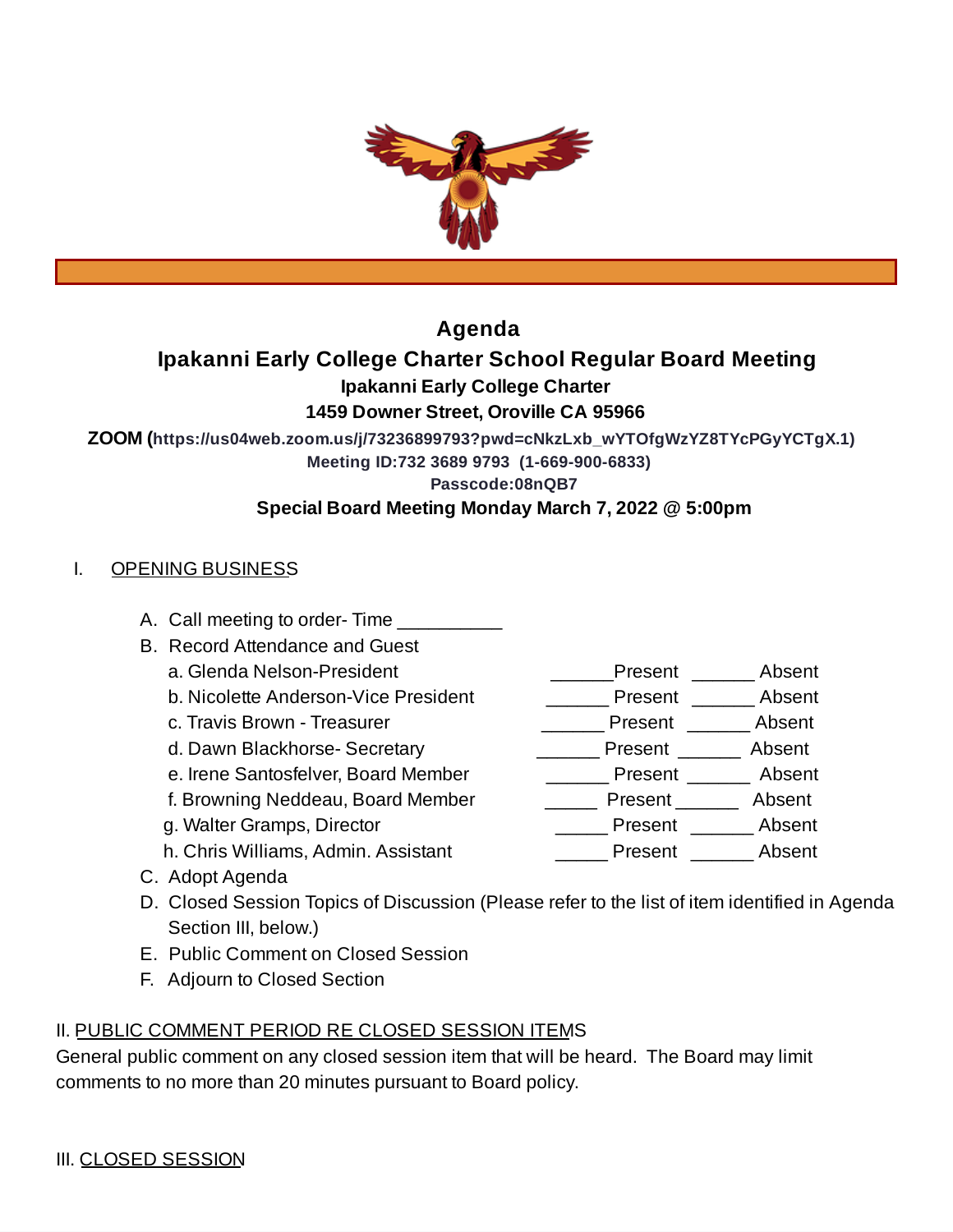# Agenda

## Ipakanni Early College Charter School Regular Board Meeting

**Ipakanni Early College Charter**

**1459 Downer Street, Oroville CA 95966**

**ZOOM (https://us04web.zoom.us/j/73236899793?pwd=cNkzLxb_wYTOfgWzYZ8TYcPGyYCTgX.1)**

**Meeting ID:732 3689 9793 (1-669-900-6833)**

**Passcode:08nQB7**

**Special Board Meeting Monday March 7, 2022 @ 5:00pm**

I. <u>OPENING BUSINESS</u>

A. Call meeting to order- Time __________

B. Record Attendance and Guest

| | | |
|---|---|---|
| a. Glenda Nelson-President | ______Present | ______ Absent |
| b. Nicolette Anderson-Vice President | ______ Present | ______ Absent |
| c. Travis Brown - Treasurer | ______ Present | ______ Absent |
| d. Dawn Blackhorse- Secretary | ______ Present | ______ Absent |
| e. Irene Santosfelver, Board Member | ______ Present | ______ Absent |
| f. Browning Neddeau, Board Member | _____ Present | ______ Absent |
| g. Walter Gramps, Director | _____ Present | ______ Absent |
| h. Chris Williams, Admin. Assistant | _____ Present | ______ Absent |

C. Adopt Agenda

D. Closed Session Topics of Discussion (Please refer to the list of item identified in Agenda Section III, below.)

E. Public Comment on Closed Session

F. Adjourn to Closed Section

II. <u>PUBLIC COMMENT PERIOD RE CLOSED SESSION ITEMS</u>

General public comment on any closed session item that will be heard. The Board may limit comments to no more than 20 minutes pursuant to Board policy.

III. <u>CLOSED SESSION</u>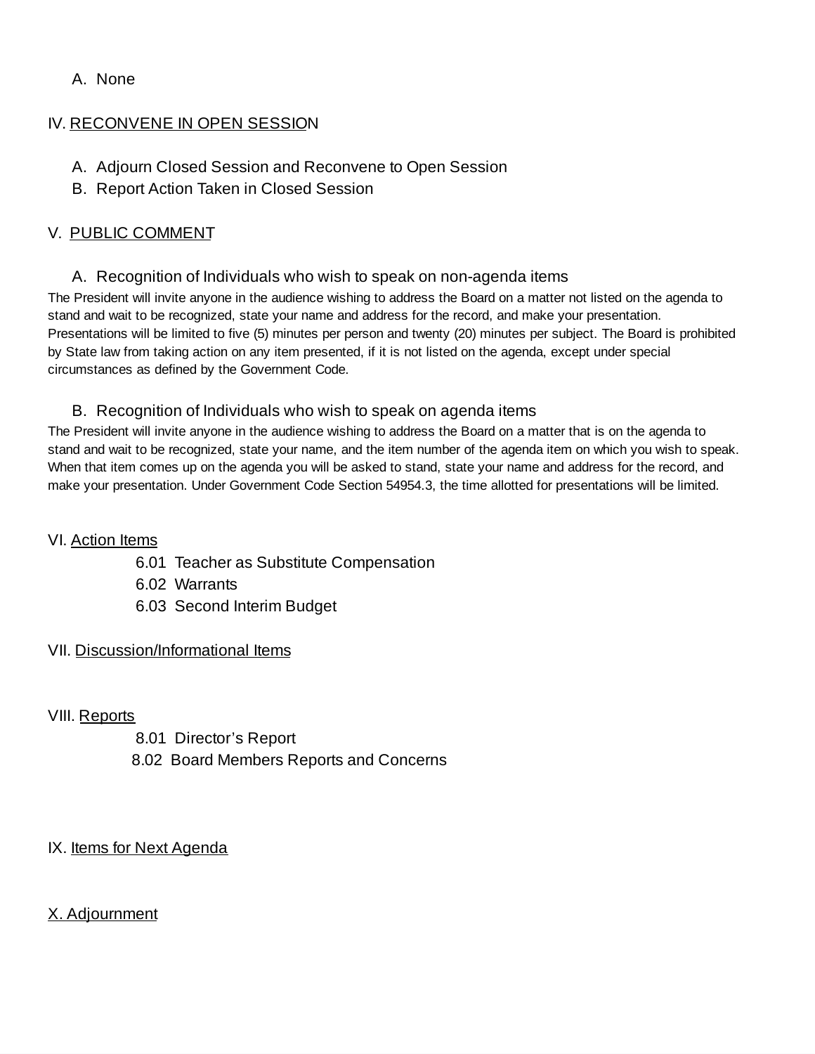A. None

## IV. RECONVENE IN OPEN SESSION

A. Adjourn Closed Session and Reconvene to Open Session
B. Report Action Taken in Closed Session

## V. PUBLIC COMMENT

A. Recognition of Individuals who wish to speak on non-agenda items

The President will invite anyone in the audience wishing to address the Board on a matter not listed on the agenda to stand and wait to be recognized, state your name and address for the record, and make your presentation. Presentations will be limited to five (5) minutes per person and twenty (20) minutes per subject. The Board is prohibited by State law from taking action on any item presented, if it is not listed on the agenda, except under special circumstances as defined by the Government Code.

B. Recognition of Individuals who wish to speak on agenda items

The President will invite anyone in the audience wishing to address the Board on a matter that is on the agenda to stand and wait to be recognized, state your name, and the item number of the agenda item on which you wish to speak. When that item comes up on the agenda you will be asked to stand, state your name and address for the record, and make your presentation. Under Government Code Section 54954.3, the time allotted for presentations will be limited.

## VI. Action Items

6.01 Teacher as Substitute Compensation
6.02 Warrants
6.03 Second Interim Budget

## VII. Discussion/Informational Items

## VIII. Reports

8.01 Director's Report
8.02 Board Members Reports and Concerns

## IX. Items for Next Agenda

## X. Adjournment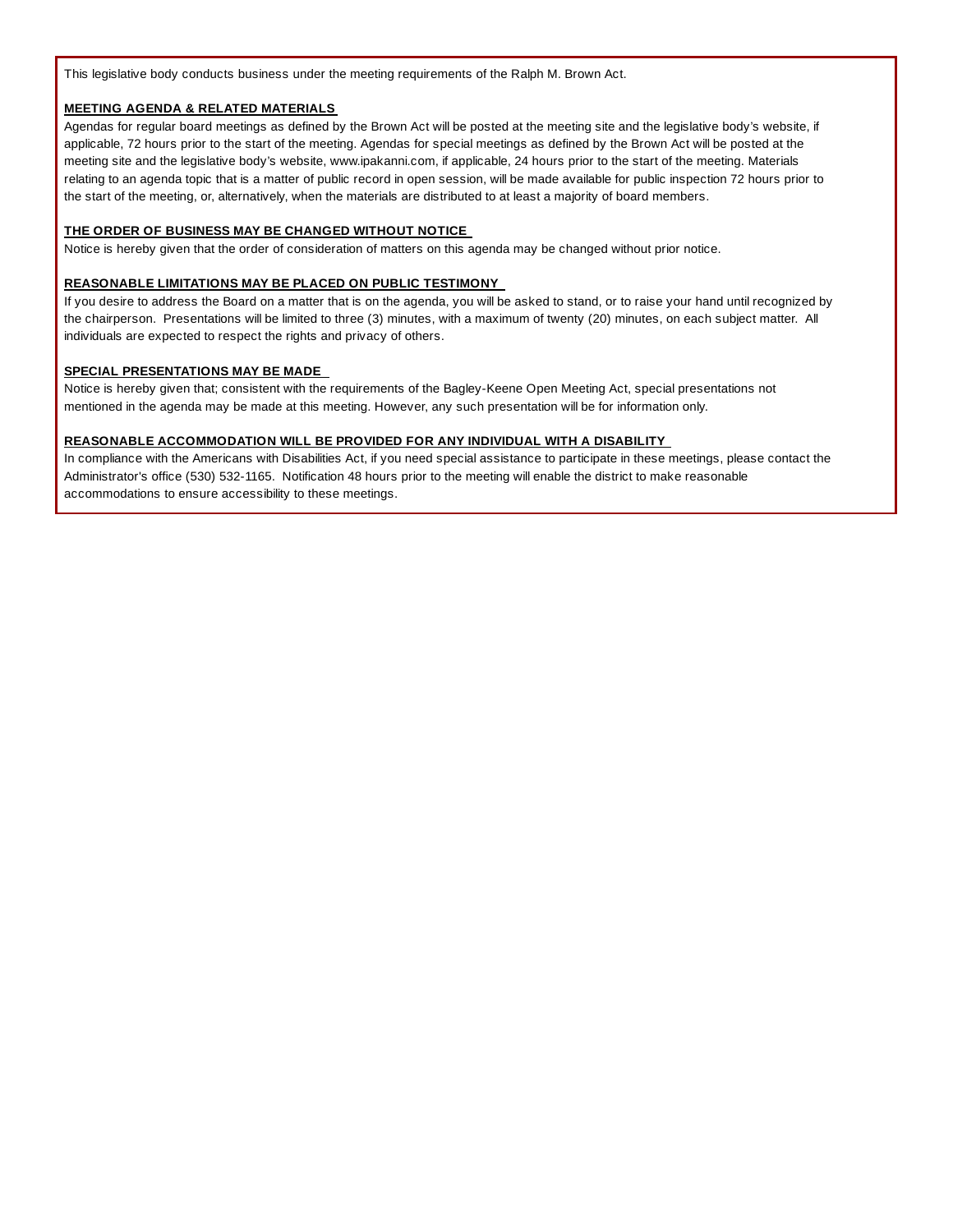This legislative body conducts business under the meeting requirements of the Ralph M. Brown Act.

**MEETING AGENDA & RELATED MATERIALS**

Agendas for regular board meetings as defined by the Brown Act will be posted at the meeting site and the legislative body's website, if applicable, 72 hours prior to the start of the meeting. Agendas for special meetings as defined by the Brown Act will be posted at the meeting site and the legislative body's website, www.ipakanni.com, if applicable, 24 hours prior to the start of the meeting. Materials relating to an agenda topic that is a matter of public record in open session, will be made available for public inspection 72 hours prior to the start of the meeting, or, alternatively, when the materials are distributed to at least a majority of board members.

**THE ORDER OF BUSINESS MAY BE CHANGED WITHOUT NOTICE**

Notice is hereby given that the order of consideration of matters on this agenda may be changed without prior notice.

**REASONABLE LIMITATIONS MAY BE PLACED ON PUBLIC TESTIMONY**

If you desire to address the Board on a matter that is on the agenda, you will be asked to stand, or to raise your hand until recognized by the chairperson. Presentations will be limited to three (3) minutes, with a maximum of twenty (20) minutes, on each subject matter. All individuals are expected to respect the rights and privacy of others.

**SPECIAL PRESENTATIONS MAY BE MADE**

Notice is hereby given that; consistent with the requirements of the Bagley-Keene Open Meeting Act, special presentations not mentioned in the agenda may be made at this meeting. However, any such presentation will be for information only.

**REASONABLE ACCOMMODATION WILL BE PROVIDED FOR ANY INDIVIDUAL WITH A DISABILITY**

In compliance with the Americans with Disabilities Act, if you need special assistance to participate in these meetings, please contact the Administrator's office (530) 532-1165. Notification 48 hours prior to the meeting will enable the district to make reasonable accommodations to ensure accessibility to these meetings.